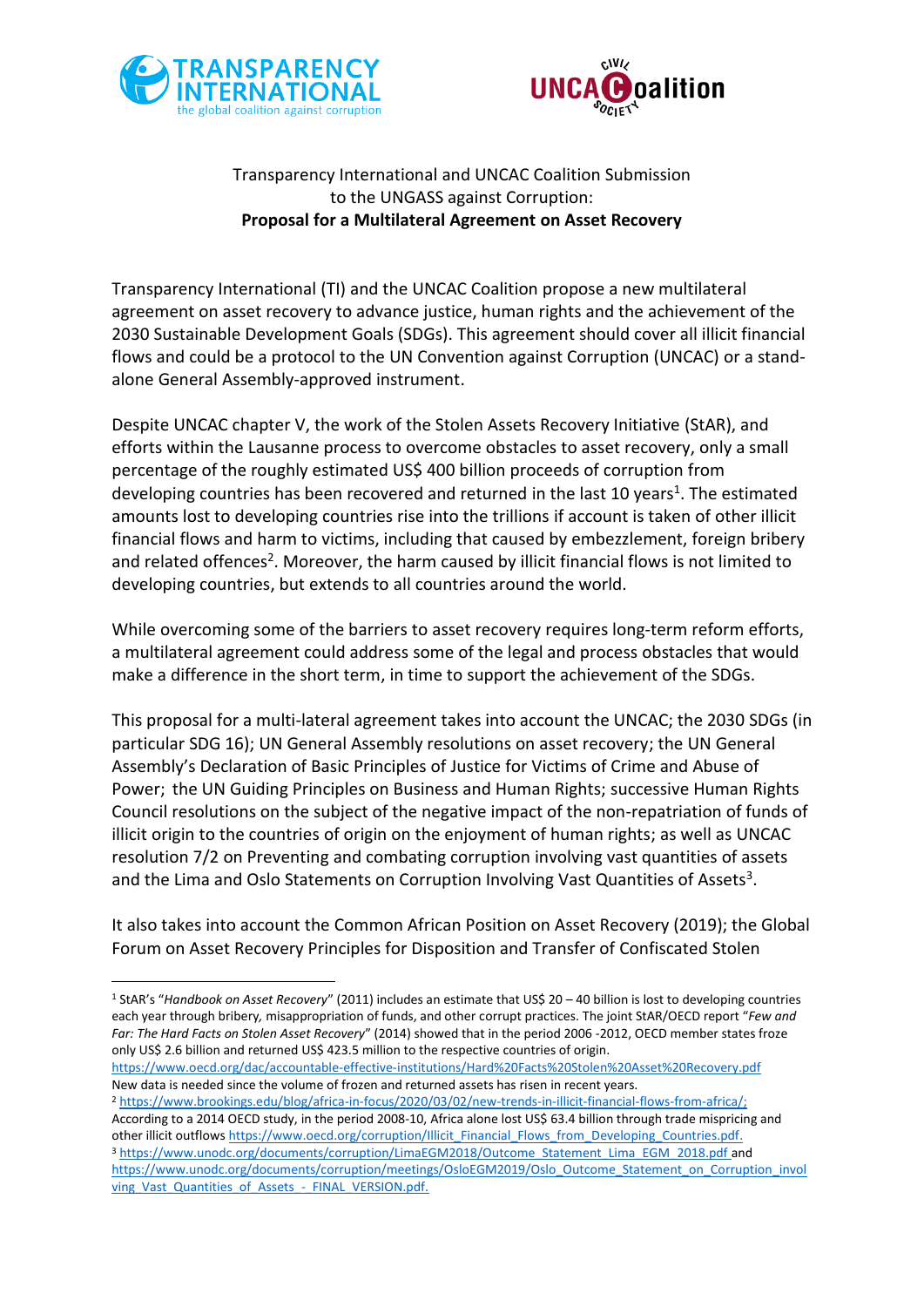Transparency International and UNCAC Coalition Submission
to the UNGASS against Corruption:
**Proposal for a Multilateral Agreement on Asset Recovery**

Transparency International (TI) and the UNCAC Coalition propose a new multilateral agreement on asset recovery to advance justice, human rights and the achievement of the 2030 Sustainable Development Goals (SDGs). This agreement should cover all illicit financial flows and could be a protocol to the UN Convention against Corruption (UNCAC) or a stand-alone General Assembly-approved instrument.

Despite UNCAC chapter V, the work of the Stolen Assets Recovery Initiative (StAR), and efforts within the Lausanne process to overcome obstacles to asset recovery, only a small percentage of the roughly estimated US$ 400 billion proceeds of corruption from developing countries has been recovered and returned in the last 10 years[1]. The estimated amounts lost to developing countries rise into the trillions if account is taken of other illicit financial flows and harm to victims, including that caused by embezzlement, foreign bribery and related offences[2]. Moreover, the harm caused by illicit financial flows is not limited to developing countries, but extends to all countries around the world.

While overcoming some of the barriers to asset recovery requires long-term reform efforts, a multilateral agreement could address some of the legal and process obstacles that would make a difference in the short term, in time to support the achievement of the SDGs.

This proposal for a multi-lateral agreement takes into account the UNCAC; the 2030 SDGs (in particular SDG 16); UN General Assembly resolutions on asset recovery; the UN General Assembly's Declaration of Basic Principles of Justice for Victims of Crime and Abuse of Power; the UN Guiding Principles on Business and Human Rights; successive Human Rights Council resolutions on the subject of the negative impact of the non-repatriation of funds of illicit origin to the countries of origin on the enjoyment of human rights; as well as UNCAC resolution 7/2 on Preventing and combating corruption involving vast quantities of assets and the Lima and Oslo Statements on Corruption Involving Vast Quantities of Assets[3].

It also takes into account the Common African Position on Asset Recovery (2019); the Global Forum on Asset Recovery Principles for Disposition and Transfer of Confiscated Stolen

---

[1] StAR's "*Handbook on Asset Recovery*" (2011) includes an estimate that US$ 20 – 40 billion is lost to developing countries each year through bribery, misappropriation of funds, and other corrupt practices. The joint StAR/OECD report "*Few and Far: The Hard Facts on Stolen Asset Recovery*" (2014) showed that in the period 2006 -2012, OECD member states froze only US$ 2.6 billion and returned US$ 423.5 million to the respective countries of origin. https://www.oecd.org/dac/accountable-effective-institutions/Hard%20Facts%20Stolen%20Asset%20Recovery.pdf
New data is needed since the volume of frozen and returned assets has risen in recent years.

[2] https://www.brookings.edu/blog/africa-in-focus/2020/03/02/new-trends-in-illicit-financial-flows-from-africa/;
According to a 2014 OECD study, in the period 2008-10, Africa alone lost US$ 63.4 billion through trade mispricing and other illicit outflows https://www.oecd.org/corruption/Illicit_Financial_Flows_from_Developing_Countries.pdf.

[3] https://www.unodc.org/documents/corruption/LimaEGM2018/Outcome_Statement_Lima_EGM_2018.pdf and https://www.unodc.org/documents/corruption/meetings/OsloEGM2019/Oslo_Outcome_Statement_on_Corruption_involving_Vast_Quantities_of_Assets_-_FINAL_VERSION.pdf.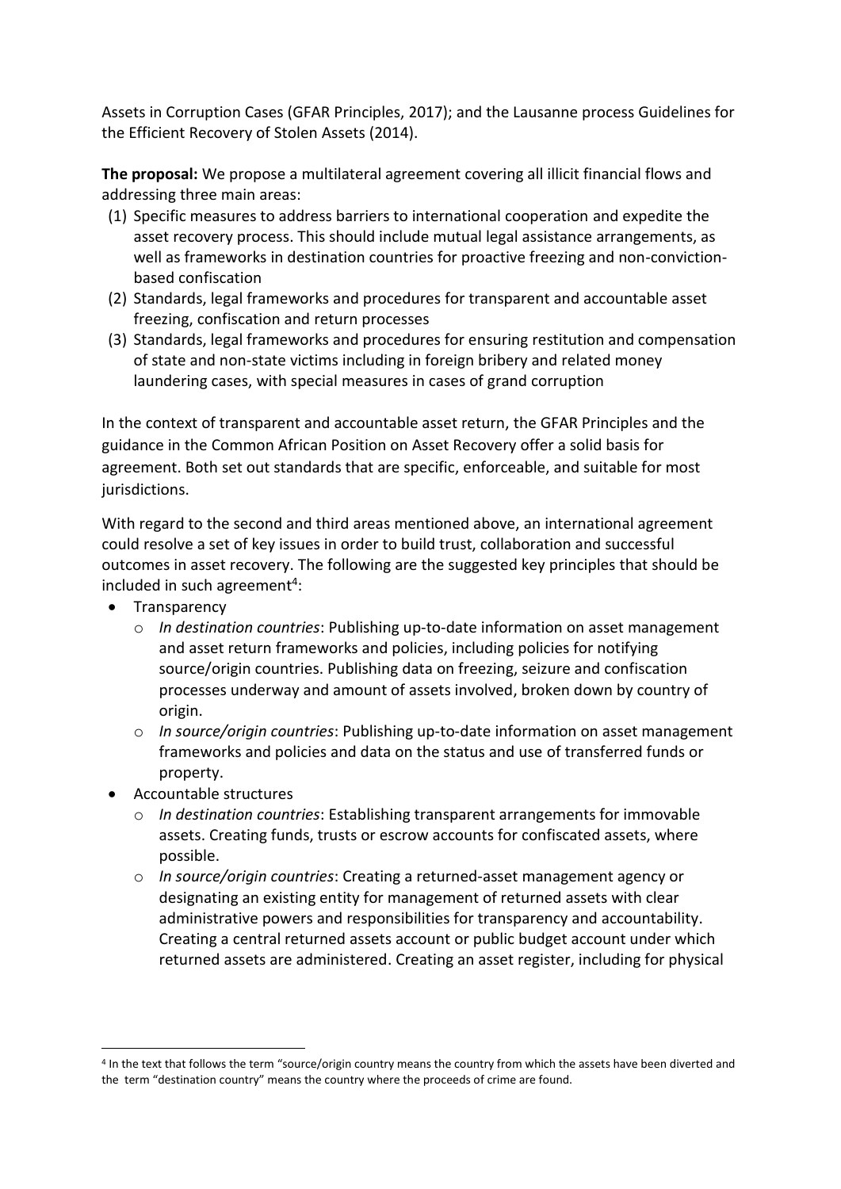Assets in Corruption Cases (GFAR Principles, 2017); and the Lausanne process Guidelines for the Efficient Recovery of Stolen Assets (2014).

**The proposal:** We propose a multilateral agreement covering all illicit financial flows and addressing three main areas:

(1) Specific measures to address barriers to international cooperation and expedite the asset recovery process. This should include mutual legal assistance arrangements, as well as frameworks in destination countries for proactive freezing and non-conviction-based confiscation
(2) Standards, legal frameworks and procedures for transparent and accountable asset freezing, confiscation and return processes
(3) Standards, legal frameworks and procedures for ensuring restitution and compensation of state and non-state victims including in foreign bribery and related money laundering cases, with special measures in cases of grand corruption

In the context of transparent and accountable asset return, the GFAR Principles and the guidance in the Common African Position on Asset Recovery offer a solid basis for agreement. Both set out standards that are specific, enforceable, and suitable for most jurisdictions.

With regard to the second and third areas mentioned above, an international agreement could resolve a set of key issues in order to build trust, collaboration and successful outcomes in asset recovery. The following are the suggested key principles that should be included in such agreement[4]:

- Transparency
  - *In destination countries*: Publishing up-to-date information on asset management and asset return frameworks and policies, including policies for notifying source/origin countries. Publishing data on freezing, seizure and confiscation processes underway and amount of assets involved, broken down by country of origin.
  - *In source/origin countries*: Publishing up-to-date information on asset management frameworks and policies and data on the status and use of transferred funds or property.
- Accountable structures
  - *In destination countries*: Establishing transparent arrangements for immovable assets. Creating funds, trusts or escrow accounts for confiscated assets, where possible.
  - *In source/origin countries*: Creating a returned-asset management agency or designating an existing entity for management of returned assets with clear administrative powers and responsibilities for transparency and accountability. Creating a central returned assets account or public budget account under which returned assets are administered. Creating an asset register, including for physical

[4] In the text that follows the term "source/origin country means the country from which the assets have been diverted and the term "destination country" means the country where the proceeds of crime are found.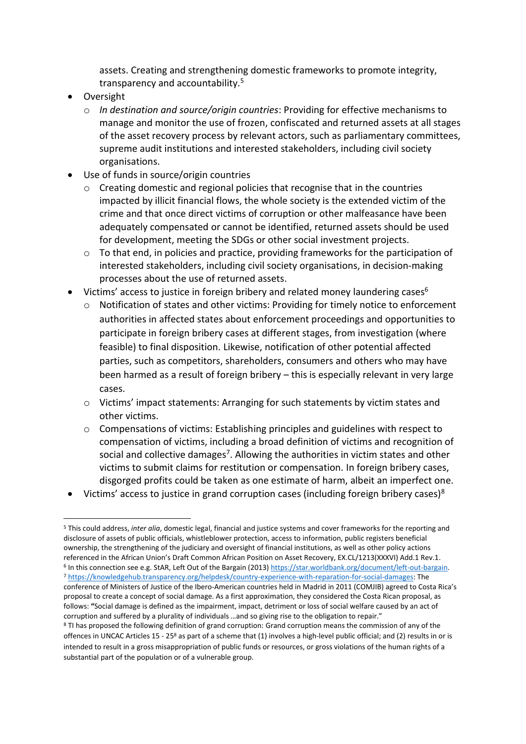assets. Creating and strengthening domestic frameworks to promote integrity, transparency and accountability.[5]

- Oversight
  - *In destination and source/origin countries*: Providing for effective mechanisms to manage and monitor the use of frozen, confiscated and returned assets at all stages of the asset recovery process by relevant actors, such as parliamentary committees, supreme audit institutions and interested stakeholders, including civil society organisations.
- Use of funds in source/origin countries
  - Creating domestic and regional policies that recognise that in the countries impacted by illicit financial flows, the whole society is the extended victim of the crime and that once direct victims of corruption or other malfeasance have been adequately compensated or cannot be identified, returned assets should be used for development, meeting the SDGs or other social investment projects.
  - To that end, in policies and practice, providing frameworks for the participation of interested stakeholders, including civil society organisations, in decision-making processes about the use of returned assets.
- Victims' access to justice in foreign bribery and related money laundering cases[6]
  - Notification of states and other victims: Providing for timely notice to enforcement authorities in affected states about enforcement proceedings and opportunities to participate in foreign bribery cases at different stages, from investigation (where feasible) to final disposition. Likewise, notification of other potential affected parties, such as competitors, shareholders, consumers and others who may have been harmed as a result of foreign bribery – this is especially relevant in very large cases.
  - Victims' impact statements: Arranging for such statements by victim states and other victims.
  - Compensations of victims: Establishing principles and guidelines with respect to compensation of victims, including a broad definition of victims and recognition of social and collective damages[7]. Allowing the authorities in victim states and other victims to submit claims for restitution or compensation. In foreign bribery cases, disgorged profits could be taken as one estimate of harm, albeit an imperfect one.
- Victims' access to justice in grand corruption cases (including foreign bribery cases)[8]

---

[5] This could address, *inter alia*, domestic legal, financial and justice systems and cover frameworks for the reporting and disclosure of assets of public officials, whistleblower protection, access to information, public registers beneficial ownership, the strengthening of the judiciary and oversight of financial institutions, as well as other policy actions referenced in the African Union's Draft Common African Position on Asset Recovery, EX.CL/1213(XXXVI) Add.1 Rev.1.

[6] In this connection see e.g. StAR, Left Out of the Bargain (2013) https://star.worldbank.org/document/left-out-bargain.

[7] https://knowledgehub.transparency.org/helpdesk/country-experience-with-reparation-for-social-damages: The conference of Ministers of Justice of the Ibero-American countries held in Madrid in 2011 (COMJIB) agreed to Costa Rica's proposal to create a concept of social damage. As a first approximation, they considered the Costa Rican proposal, as follows: "Social damage is defined as the impairment, impact, detriment or loss of social welfare caused by an act of corruption and suffered by a plurality of individuals …and so giving rise to the obligation to repair."

[8] TI has proposed the following definition of grand corruption: Grand corruption means the commission of any of the offences in UNCAC Articles 15 - 25[8] as part of a scheme that (1) involves a high-level public official; and (2) results in or is intended to result in a gross misappropriation of public funds or resources, or gross violations of the human rights of a substantial part of the population or of a vulnerable group.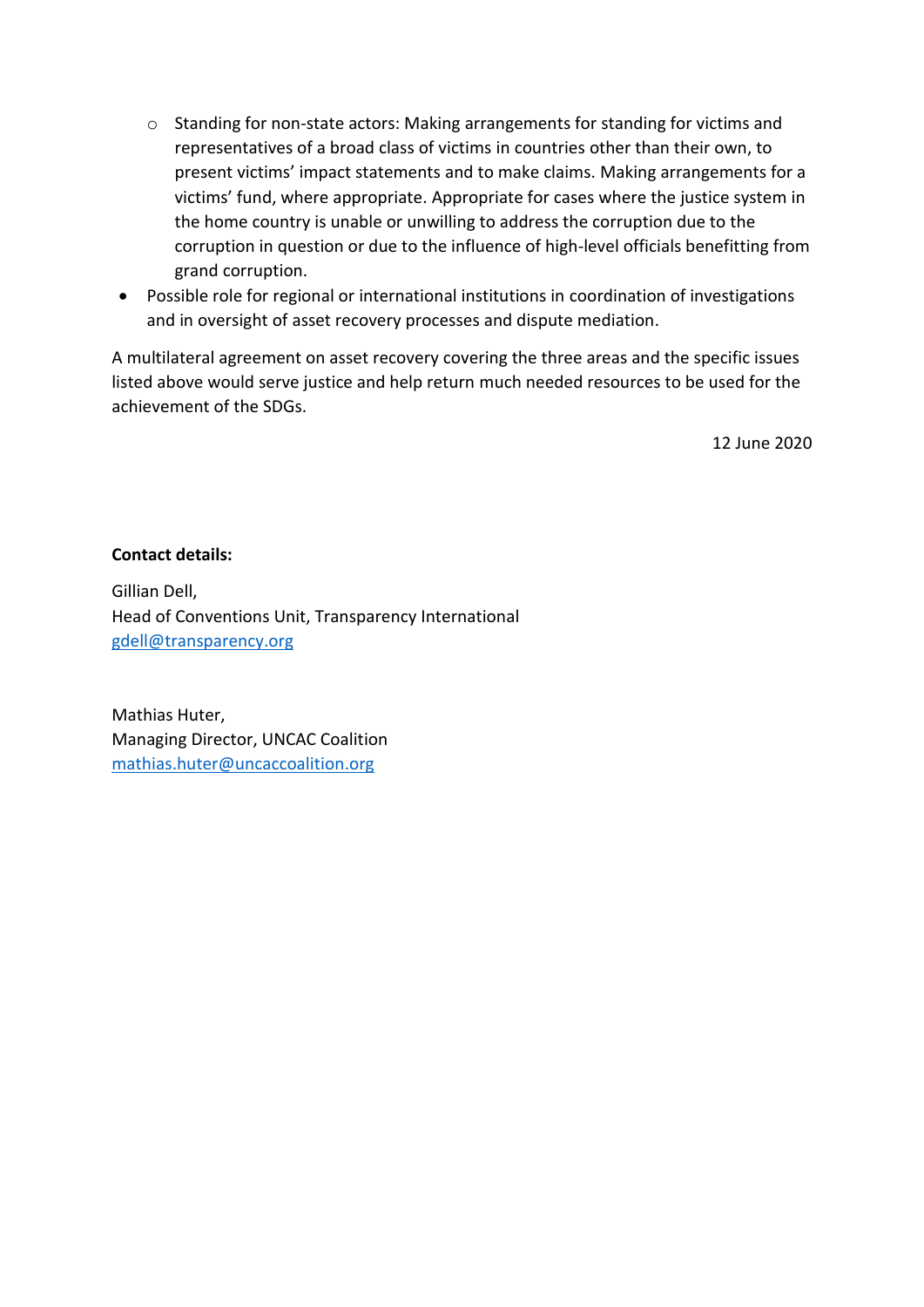- Standing for non-state actors: Making arrangements for standing for victims and representatives of a broad class of victims in countries other than their own, to present victims' impact statements and to make claims. Making arrangements for a victims' fund, where appropriate. Appropriate for cases where the justice system in the home country is unable or unwilling to address the corruption due to the corruption in question or due to the influence of high-level officials benefitting from grand corruption.
- Possible role for regional or international institutions in coordination of investigations and in oversight of asset recovery processes and dispute mediation.

A multilateral agreement on asset recovery covering the three areas and the specific issues listed above would serve justice and help return much needed resources to be used for the achievement of the SDGs.

12 June 2020

**Contact details:**

Gillian Dell,
Head of Conventions Unit, Transparency International
gdell@transparency.org

Mathias Huter,
Managing Director, UNCAC Coalition
mathias.huter@uncaccoalition.org